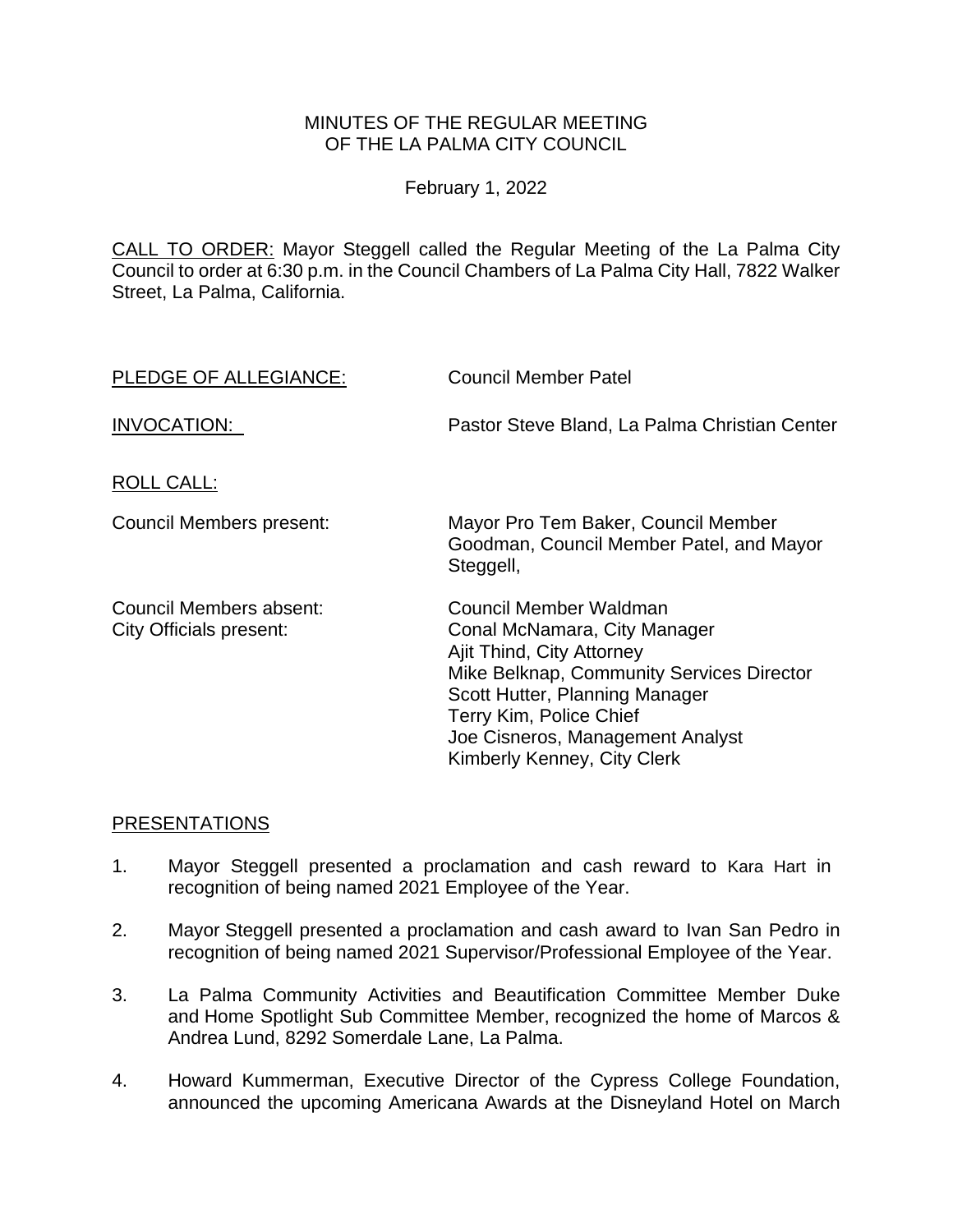# MINUTES OF THE REGULAR MEETING OF THE LA PALMA CITY COUNCIL

February 1, 2022

CALL TO ORDER: Mayor Steggell called the Regular Meeting of the La Palma City Council to order at 6:30 p.m. in the Council Chambers of La Palma City Hall, 7822 Walker Street, La Palma, California.

PLEDGE OF ALLEGIANCE: Council Member Patel

INVOCATION: Pastor Steve Bland, La Palma Christian Center

ROLL CALL:

Council Members present: Mayor Pro Tem Baker, Council Member Goodman, Council Member Patel, and Mayor Steggell,

Council Members absent: Council Member Waldman

City Officials present:
Conal McNamara, City Manager
Ajit Thind, City Attorney
Mike Belknap, Community Services Director
Scott Hutter, Planning Manager
Terry Kim, Police Chief
Joe Cisneros, Management Analyst
Kimberly Kenney, City Clerk

## PRESENTATIONS

1. Mayor Steggell presented a proclamation and cash reward to Kara Hart in recognition of being named 2021 Employee of the Year.

2. Mayor Steggell presented a proclamation and cash award to Ivan San Pedro in recognition of being named 2021 Supervisor/Professional Employee of the Year.

3. La Palma Community Activities and Beautification Committee Member Duke and Home Spotlight Sub Committee Member, recognized the home of Marcos & Andrea Lund, 8292 Somerdale Lane, La Palma.

4. Howard Kummerman, Executive Director of the Cypress College Foundation, announced the upcoming Americana Awards at the Disneyland Hotel on March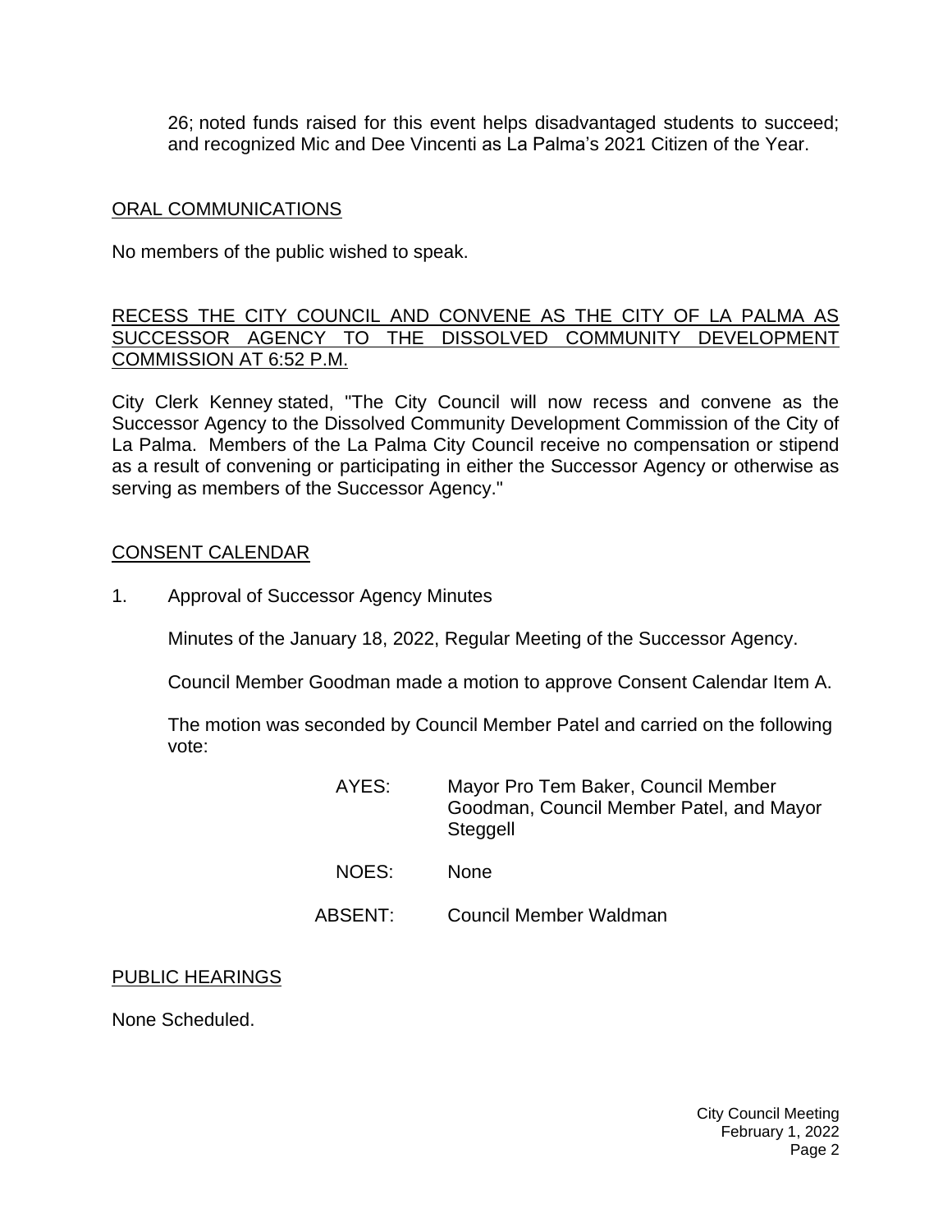26; noted funds raised for this event helps disadvantaged students to succeed; and recognized Mic and Dee Vincenti as La Palma's 2021 Citizen of the Year.

## ORAL COMMUNICATIONS

No members of the public wished to speak.

## RECESS THE CITY COUNCIL AND CONVENE AS THE CITY OF LA PALMA AS SUCCESSOR AGENCY TO THE DISSOLVED COMMUNITY DEVELOPMENT COMMISSION AT 6:52 P.M.

City Clerk Kenney stated, "The City Council will now recess and convene as the Successor Agency to the Dissolved Community Development Commission of the City of La Palma. Members of the La Palma City Council receive no compensation or stipend as a result of convening or participating in either the Successor Agency or otherwise as serving as members of the Successor Agency."

## CONSENT CALENDAR

1. Approval of Successor Agency Minutes

   Minutes of the January 18, 2022, Regular Meeting of the Successor Agency.

   Council Member Goodman made a motion to approve Consent Calendar Item A.

   The motion was seconded by Council Member Patel and carried on the following vote:

   AYES: Mayor Pro Tem Baker, Council Member Goodman, Council Member Patel, and Mayor Steggell

   NOES: None

   ABSENT: Council Member Waldman

## PUBLIC HEARINGS

None Scheduled.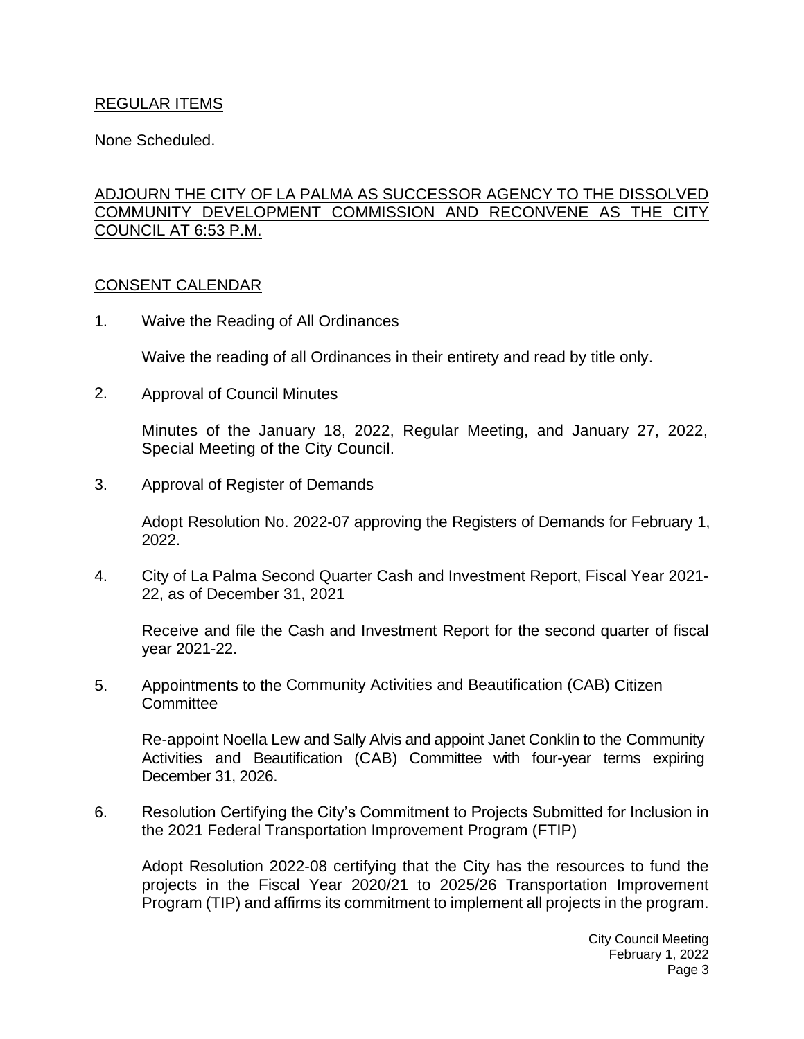REGULAR ITEMS

None Scheduled.

ADJOURN THE CITY OF LA PALMA AS SUCCESSOR AGENCY TO THE DISSOLVED COMMUNITY DEVELOPMENT COMMISSION AND RECONVENE AS THE CITY COUNCIL AT 6:53 P.M.

CONSENT CALENDAR

1. Waive the Reading of All Ordinances

   Waive the reading of all Ordinances in their entirety and read by title only.

2. Approval of Council Minutes

   Minutes of the January 18, 2022, Regular Meeting, and January 27, 2022, Special Meeting of the City Council.

3. Approval of Register of Demands

   Adopt Resolution No. 2022-07 approving the Registers of Demands for February 1, 2022.

4. City of La Palma Second Quarter Cash and Investment Report, Fiscal Year 2021-22, as of December 31, 2021

   Receive and file the Cash and Investment Report for the second quarter of fiscal year 2021-22.

5. Appointments to the Community Activities and Beautification (CAB) Citizen Committee

   Re-appoint Noella Lew and Sally Alvis and appoint Janet Conklin to the Community Activities and Beautification (CAB) Committee with four-year terms expiring December 31, 2026.

6. Resolution Certifying the City's Commitment to Projects Submitted for Inclusion in the 2021 Federal Transportation Improvement Program (FTIP)

   Adopt Resolution 2022-08 certifying that the City has the resources to fund the projects in the Fiscal Year 2020/21 to 2025/26 Transportation Improvement Program (TIP) and affirms its commitment to implement all projects in the program.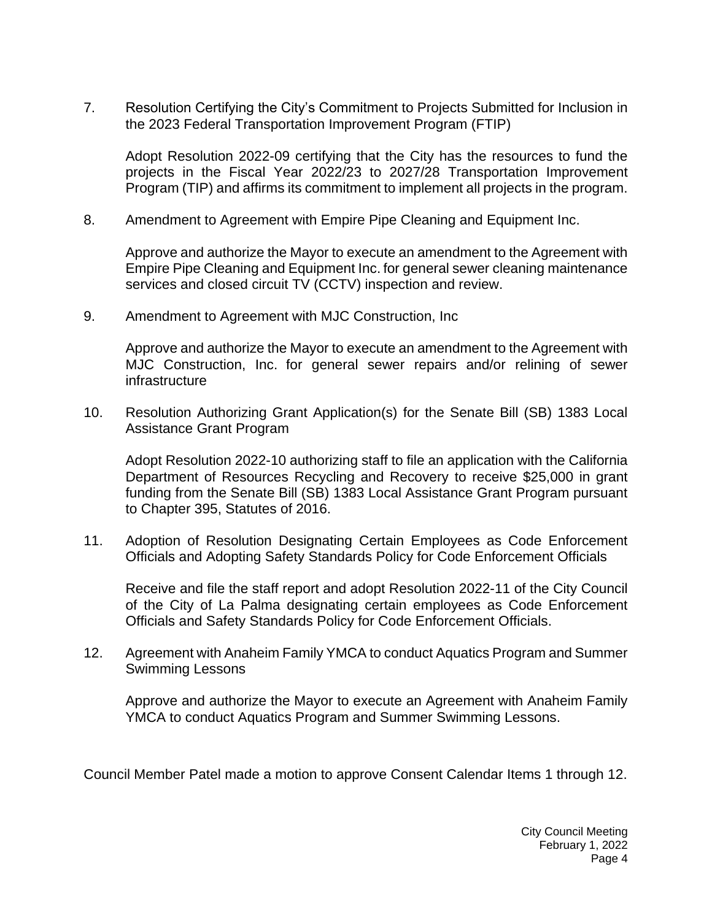7. Resolution Certifying the City's Commitment to Projects Submitted for Inclusion in the 2023 Federal Transportation Improvement Program (FTIP)

   Adopt Resolution 2022-09 certifying that the City has the resources to fund the projects in the Fiscal Year 2022/23 to 2027/28 Transportation Improvement Program (TIP) and affirms its commitment to implement all projects in the program.

8. Amendment to Agreement with Empire Pipe Cleaning and Equipment Inc.

   Approve and authorize the Mayor to execute an amendment to the Agreement with Empire Pipe Cleaning and Equipment Inc. for general sewer cleaning maintenance services and closed circuit TV (CCTV) inspection and review.

9. Amendment to Agreement with MJC Construction, Inc

   Approve and authorize the Mayor to execute an amendment to the Agreement with MJC Construction, Inc. for general sewer repairs and/or relining of sewer infrastructure

10. Resolution Authorizing Grant Application(s) for the Senate Bill (SB) 1383 Local Assistance Grant Program

    Adopt Resolution 2022-10 authorizing staff to file an application with the California Department of Resources Recycling and Recovery to receive $25,000 in grant funding from the Senate Bill (SB) 1383 Local Assistance Grant Program pursuant to Chapter 395, Statutes of 2016.

11. Adoption of Resolution Designating Certain Employees as Code Enforcement Officials and Adopting Safety Standards Policy for Code Enforcement Officials

    Receive and file the staff report and adopt Resolution 2022-11 of the City Council of the City of La Palma designating certain employees as Code Enforcement Officials and Safety Standards Policy for Code Enforcement Officials.

12. Agreement with Anaheim Family YMCA to conduct Aquatics Program and Summer Swimming Lessons

    Approve and authorize the Mayor to execute an Agreement with Anaheim Family YMCA to conduct Aquatics Program and Summer Swimming Lessons.

Council Member Patel made a motion to approve Consent Calendar Items 1 through 12.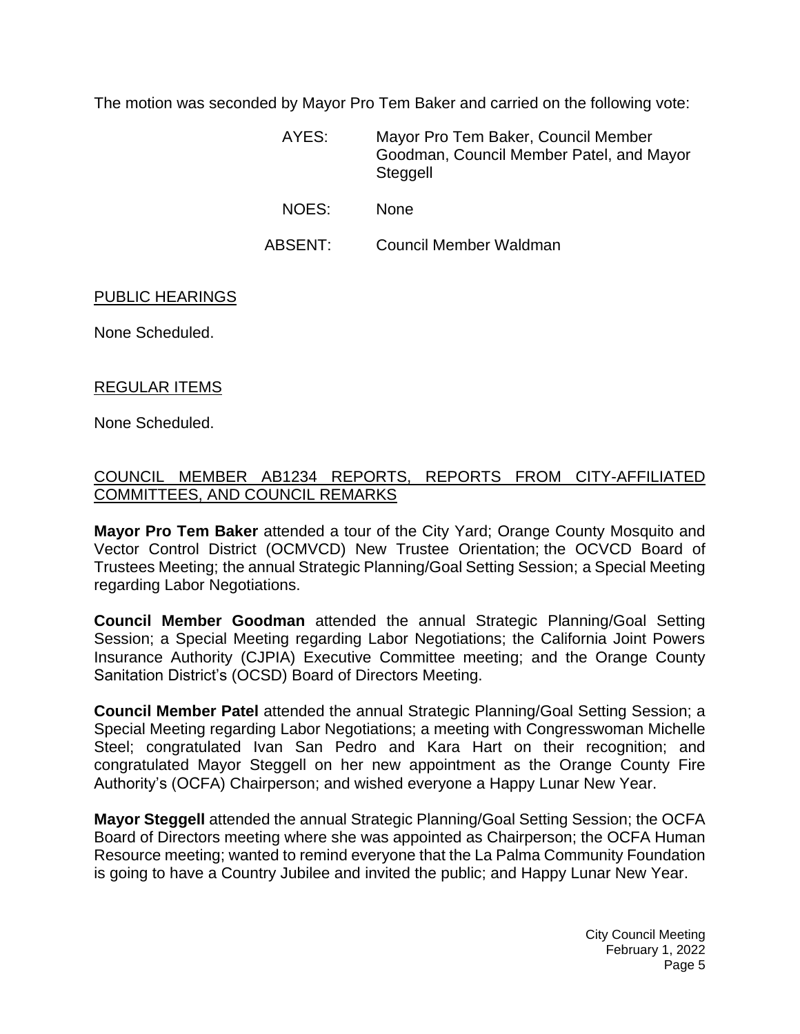The motion was seconded by Mayor Pro Tem Baker and carried on the following vote:

AYES: Mayor Pro Tem Baker, Council Member Goodman, Council Member Patel, and Mayor Steggell

NOES: None

ABSENT: Council Member Waldman

PUBLIC HEARINGS

None Scheduled.

REGULAR ITEMS

None Scheduled.

COUNCIL MEMBER AB1234 REPORTS, REPORTS FROM CITY-AFFILIATED COMMITTEES, AND COUNCIL REMARKS

**Mayor Pro Tem Baker** attended a tour of the City Yard; Orange County Mosquito and Vector Control District (OCMVCD) New Trustee Orientation; the OCVCD Board of Trustees Meeting; the annual Strategic Planning/Goal Setting Session; a Special Meeting regarding Labor Negotiations.

**Council Member Goodman** attended the annual Strategic Planning/Goal Setting Session; a Special Meeting regarding Labor Negotiations; the California Joint Powers Insurance Authority (CJPIA) Executive Committee meeting; and the Orange County Sanitation District's (OCSD) Board of Directors Meeting.

**Council Member Patel** attended the annual Strategic Planning/Goal Setting Session; a Special Meeting regarding Labor Negotiations; a meeting with Congresswoman Michelle Steel; congratulated Ivan San Pedro and Kara Hart on their recognition; and congratulated Mayor Steggell on her new appointment as the Orange County Fire Authority's (OCFA) Chairperson; and wished everyone a Happy Lunar New Year.

**Mayor Steggell** attended the annual Strategic Planning/Goal Setting Session; the OCFA Board of Directors meeting where she was appointed as Chairperson; the OCFA Human Resource meeting; wanted to remind everyone that the La Palma Community Foundation is going to have a Country Jubilee and invited the public; and Happy Lunar New Year.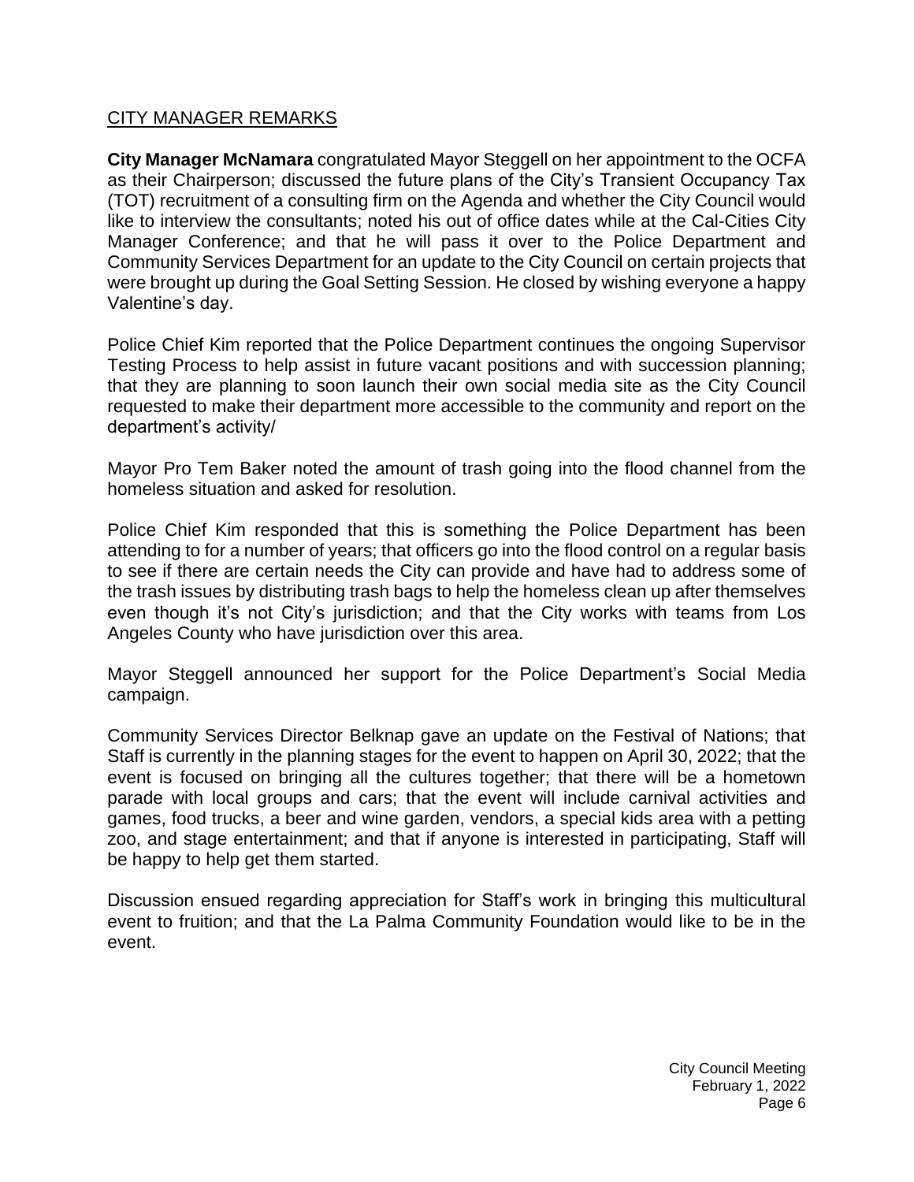CITY MANAGER REMARKS

**City Manager McNamara** congratulated Mayor Steggell on her appointment to the OCFA as their Chairperson; discussed the future plans of the City's Transient Occupancy Tax (TOT) recruitment of a consulting firm on the Agenda and whether the City Council would like to interview the consultants; noted his out of office dates while at the Cal-Cities City Manager Conference; and that he will pass it over to the Police Department and Community Services Department for an update to the City Council on certain projects that were brought up during the Goal Setting Session. He closed by wishing everyone a happy Valentine's day.

Police Chief Kim reported that the Police Department continues the ongoing Supervisor Testing Process to help assist in future vacant positions and with succession planning; that they are planning to soon launch their own social media site as the City Council requested to make their department more accessible to the community and report on the department's activity/

Mayor Pro Tem Baker noted the amount of trash going into the flood channel from the homeless situation and asked for resolution.

Police Chief Kim responded that this is something the Police Department has been attending to for a number of years; that officers go into the flood control on a regular basis to see if there are certain needs the City can provide and have had to address some of the trash issues by distributing trash bags to help the homeless clean up after themselves even though it's not City's jurisdiction; and that the City works with teams from Los Angeles County who have jurisdiction over this area.

Mayor Steggell announced her support for the Police Department's Social Media campaign.

Community Services Director Belknap gave an update on the Festival of Nations; that Staff is currently in the planning stages for the event to happen on April 30, 2022; that the event is focused on bringing all the cultures together; that there will be a hometown parade with local groups and cars; that the event will include carnival activities and games, food trucks, a beer and wine garden, vendors, a special kids area with a petting zoo, and stage entertainment; and that if anyone is interested in participating, Staff will be happy to help get them started.

Discussion ensued regarding appreciation for Staff's work in bringing this multicultural event to fruition; and that the La Palma Community Foundation would like to be in the event.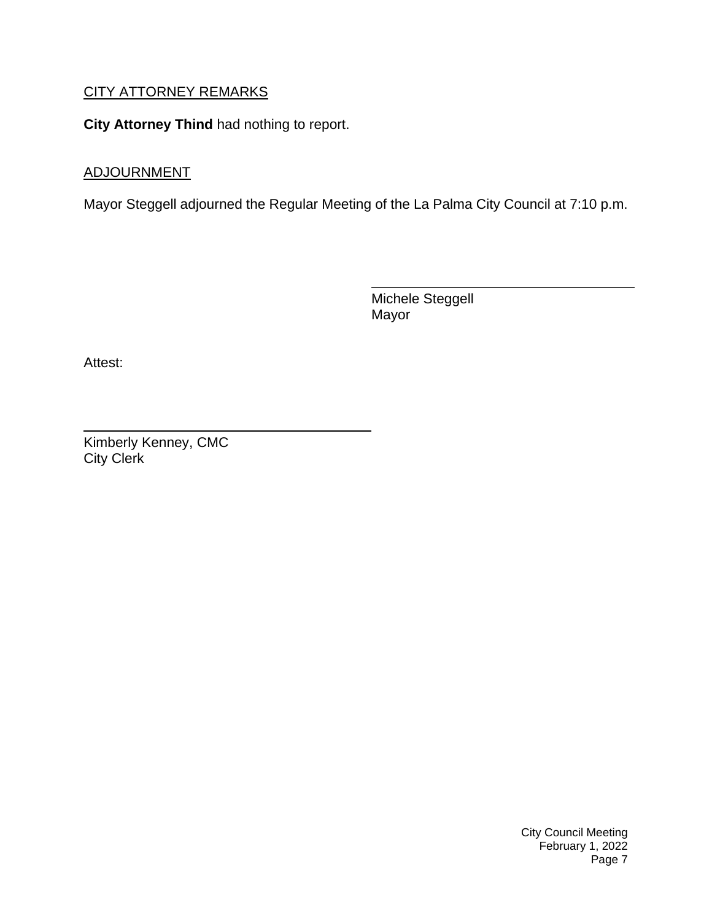## CITY ATTORNEY REMARKS

**City Attorney Thind** had nothing to report.

## ADJOURNMENT

Mayor Steggell adjourned the Regular Meeting of the La Palma City Council at 7:10 p.m.

Michele Steggell  
Mayor

Attest:

Kimberly Kenney, CMC  
City Clerk